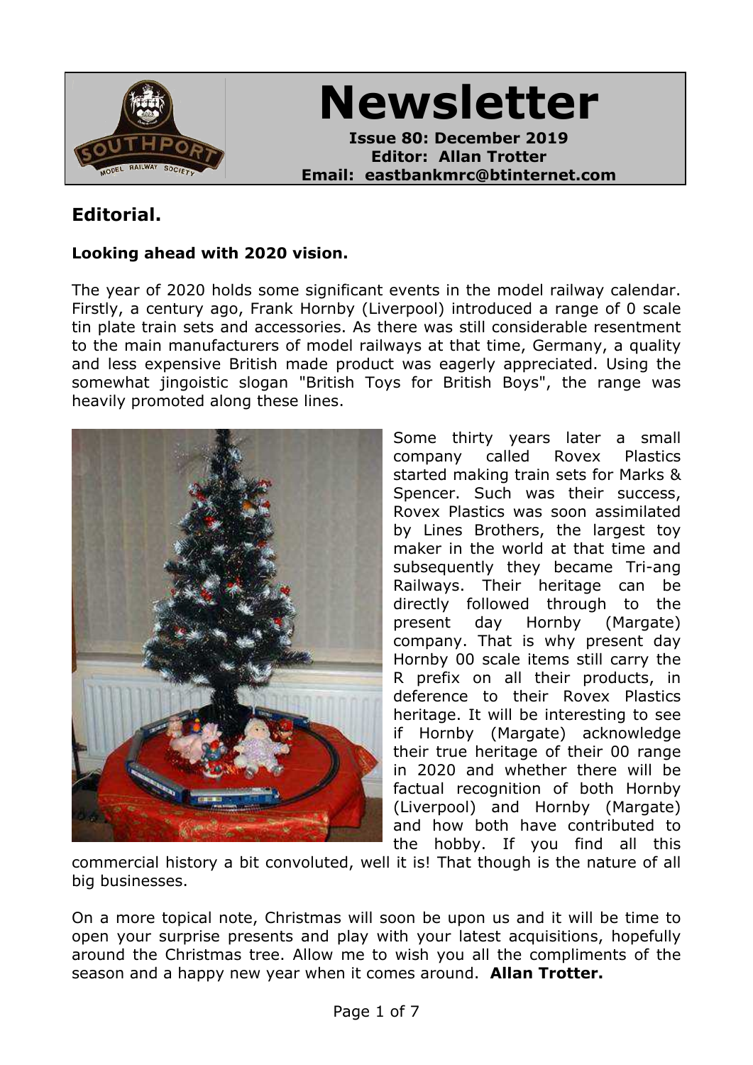# Newsletter

**Issue 80: December 2019**
**Editor: Allan Trotter**
**Email: eastbankmrc@btinternet.com**

## Editorial.

**Looking ahead with 2020 vision.**

The year of 2020 holds some significant events in the model railway calendar. Firstly, a century ago, Frank Hornby (Liverpool) introduced a range of 0 scale tin plate train sets and accessories. As there was still considerable resentment to the main manufacturers of model railways at that time, Germany, a quality and less expensive British made product was eagerly appreciated. Using the somewhat jingoistic slogan "British Toys for British Boys", the range was heavily promoted along these lines.

Some thirty years later a small company called Rovex Plastics started making train sets for Marks & Spencer. Such was their success, Rovex Plastics was soon assimilated by Lines Brothers, the largest toy maker in the world at that time and subsequently they became Tri-ang Railways. Their heritage can be directly followed through to the present day Hornby (Margate) company. That is why present day Hornby 00 scale items still carry the R prefix on all their products, in deference to their Rovex Plastics heritage. It will be interesting to see if Hornby (Margate) acknowledge their true heritage of their 00 range in 2020 and whether there will be factual recognition of both Hornby (Liverpool) and Hornby (Margate) and how both have contributed to the hobby. If you find all this commercial history a bit convoluted, well it is! That though is the nature of all big businesses.

On a more topical note, Christmas will soon be upon us and it will be time to open your surprise presents and play with your latest acquisitions, hopefully around the Christmas tree. Allow me to wish you all the compliments of the season and a happy new year when it comes around. **Allan Trotter.**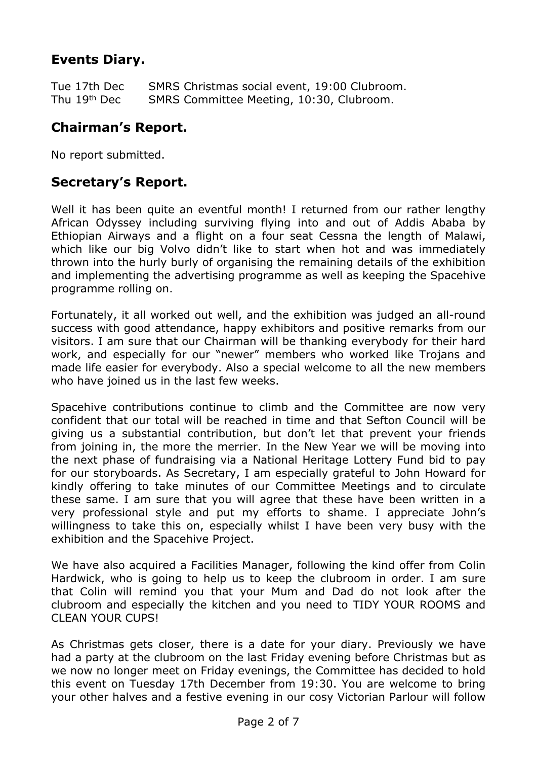## Events Diary.

| | |
|---|---|
| Tue 17th Dec | SMRS Christmas social event, 19:00 Clubroom. |
| Thu 19th Dec | SMRS Committee Meeting, 10:30, Clubroom. |

## Chairman's Report.

No report submitted.

## Secretary's Report.

Well it has been quite an eventful month! I returned from our rather lengthy African Odyssey including surviving flying into and out of Addis Ababa by Ethiopian Airways and a flight on a four seat Cessna the length of Malawi, which like our big Volvo didn't like to start when hot and was immediately thrown into the hurly burly of organising the remaining details of the exhibition and implementing the advertising programme as well as keeping the Spacehive programme rolling on.

Fortunately, it all worked out well, and the exhibition was judged an all-round success with good attendance, happy exhibitors and positive remarks from our visitors. I am sure that our Chairman will be thanking everybody for their hard work, and especially for our "newer" members who worked like Trojans and made life easier for everybody. Also a special welcome to all the new members who have joined us in the last few weeks.

Spacehive contributions continue to climb and the Committee are now very confident that our total will be reached in time and that Sefton Council will be giving us a substantial contribution, but don't let that prevent your friends from joining in, the more the merrier. In the New Year we will be moving into the next phase of fundraising via a National Heritage Lottery Fund bid to pay for our storyboards. As Secretary, I am especially grateful to John Howard for kindly offering to take minutes of our Committee Meetings and to circulate these same. I am sure that you will agree that these have been written in a very professional style and put my efforts to shame. I appreciate John's willingness to take this on, especially whilst I have been very busy with the exhibition and the Spacehive Project.

We have also acquired a Facilities Manager, following the kind offer from Colin Hardwick, who is going to help us to keep the clubroom in order. I am sure that Colin will remind you that your Mum and Dad do not look after the clubroom and especially the kitchen and you need to TIDY YOUR ROOMS and CLEAN YOUR CUPS!

As Christmas gets closer, there is a date for your diary. Previously we have had a party at the clubroom on the last Friday evening before Christmas but as we now no longer meet on Friday evenings, the Committee has decided to hold this event on Tuesday 17th December from 19:30. You are welcome to bring your other halves and a festive evening in our cosy Victorian Parlour will follow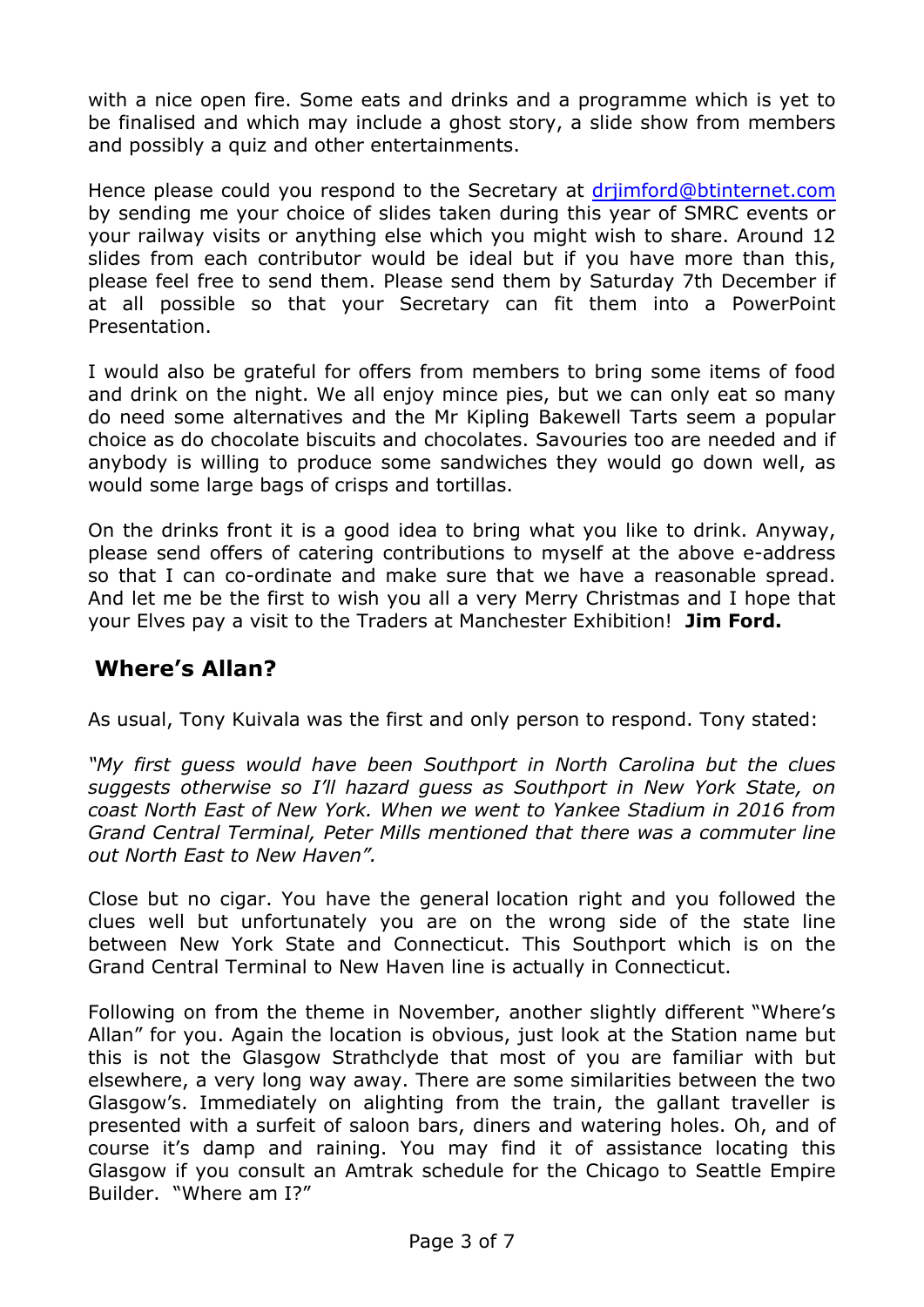with a nice open fire. Some eats and drinks and a programme which is yet to be finalised and which may include a ghost story, a slide show from members and possibly a quiz and other entertainments.

Hence please could you respond to the Secretary at drjimford@btinternet.com by sending me your choice of slides taken during this year of SMRC events or your railway visits or anything else which you might wish to share. Around 12 slides from each contributor would be ideal but if you have more than this, please feel free to send them. Please send them by Saturday 7th December if at all possible so that your Secretary can fit them into a PowerPoint Presentation.

I would also be grateful for offers from members to bring some items of food and drink on the night. We all enjoy mince pies, but we can only eat so many do need some alternatives and the Mr Kipling Bakewell Tarts seem a popular choice as do chocolate biscuits and chocolates. Savouries too are needed and if anybody is willing to produce some sandwiches they would go down well, as would some large bags of crisps and tortillas.

On the drinks front it is a good idea to bring what you like to drink. Anyway, please send offers of catering contributions to myself at the above e-address so that I can co-ordinate and make sure that we have a reasonable spread. And let me be the first to wish you all a very Merry Christmas and I hope that your Elves pay a visit to the Traders at Manchester Exhibition! **Jim Ford.**

## Where's Allan?

As usual, Tony Kuivala was the first and only person to respond. Tony stated:

*"My first guess would have been Southport in North Carolina but the clues suggests otherwise so I'll hazard guess as Southport in New York State, on coast North East of New York. When we went to Yankee Stadium in 2016 from Grand Central Terminal, Peter Mills mentioned that there was a commuter line out North East to New Haven".*

Close but no cigar. You have the general location right and you followed the clues well but unfortunately you are on the wrong side of the state line between New York State and Connecticut. This Southport which is on the Grand Central Terminal to New Haven line is actually in Connecticut.

Following on from the theme in November, another slightly different "Where's Allan" for you. Again the location is obvious, just look at the Station name but this is not the Glasgow Strathclyde that most of you are familiar with but elsewhere, a very long way away. There are some similarities between the two Glasgow's. Immediately on alighting from the train, the gallant traveller is presented with a surfeit of saloon bars, diners and watering holes. Oh, and of course it's damp and raining. You may find it of assistance locating this Glasgow if you consult an Amtrak schedule for the Chicago to Seattle Empire Builder. "Where am I?"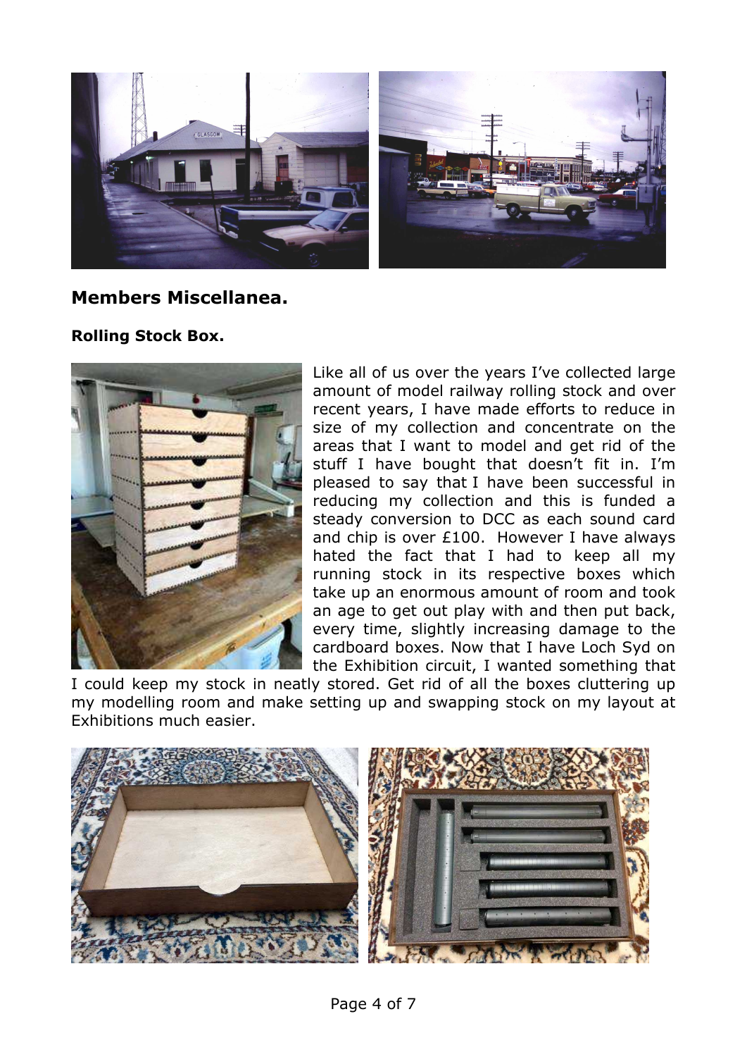## Members Miscellanea.

### Rolling Stock Box.

Like all of us over the years I've collected large amount of model railway rolling stock and over recent years, I have made efforts to reduce in size of my collection and concentrate on the areas that I want to model and get rid of the stuff I have bought that doesn't fit in. I'm pleased to say that I have been successful in reducing my collection and this is funded a steady conversion to DCC as each sound card and chip is over £100. However I have always hated the fact that I had to keep all my running stock in its respective boxes which take up an enormous amount of room and took an age to get out play with and then put back, every time, slightly increasing damage to the cardboard boxes. Now that I have Loch Syd on the Exhibition circuit, I wanted something that I could keep my stock in neatly stored. Get rid of all the boxes cluttering up my modelling room and make setting up and swapping stock on my layout at Exhibitions much easier.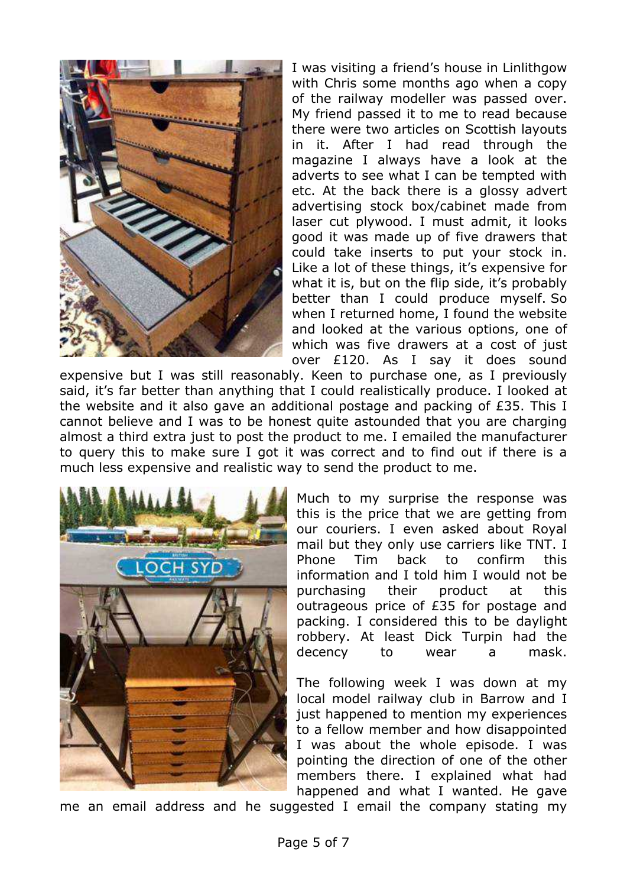I was visiting a friend's house in Linlithgow with Chris some months ago when a copy of the railway modeller was passed over. My friend passed it to me to read because there were two articles on Scottish layouts in it. After I had read through the magazine I always have a look at the adverts to see what I can be tempted with etc. At the back there is a glossy advert advertising stock box/cabinet made from laser cut plywood. I must admit, it looks good it was made up of five drawers that could take inserts to put your stock in. Like a lot of these things, it's expensive for what it is, but on the flip side, it's probably better than I could produce myself. So when I returned home, I found the website and looked at the various options, one of which was five drawers at a cost of just over £120. As I say it does sound expensive but I was still reasonably. Keen to purchase one, as I previously said, it's far better than anything that I could realistically produce. I looked at the website and it also gave an additional postage and packing of £35. This I cannot believe and I was to be honest quite astounded that you are charging almost a third extra just to post the product to me. I emailed the manufacturer to query this to make sure I got it was correct and to find out if there is a much less expensive and realistic way to send the product to me.

Much to my surprise the response was this is the price that we are getting from our couriers. I even asked about Royal mail but they only use carriers like TNT. I Phone Tim back to confirm this information and I told him I would not be purchasing their product at this outrageous price of £35 for postage and packing. I considered this to be daylight robbery. At least Dick Turpin had the decency to wear a mask.

The following week I was down at my local model railway club in Barrow and I just happened to mention my experiences to a fellow member and how disappointed I was about the whole episode. I was pointing the direction of one of the other members there. I explained what had happened and what I wanted. He gave me an email address and he suggested I email the company stating my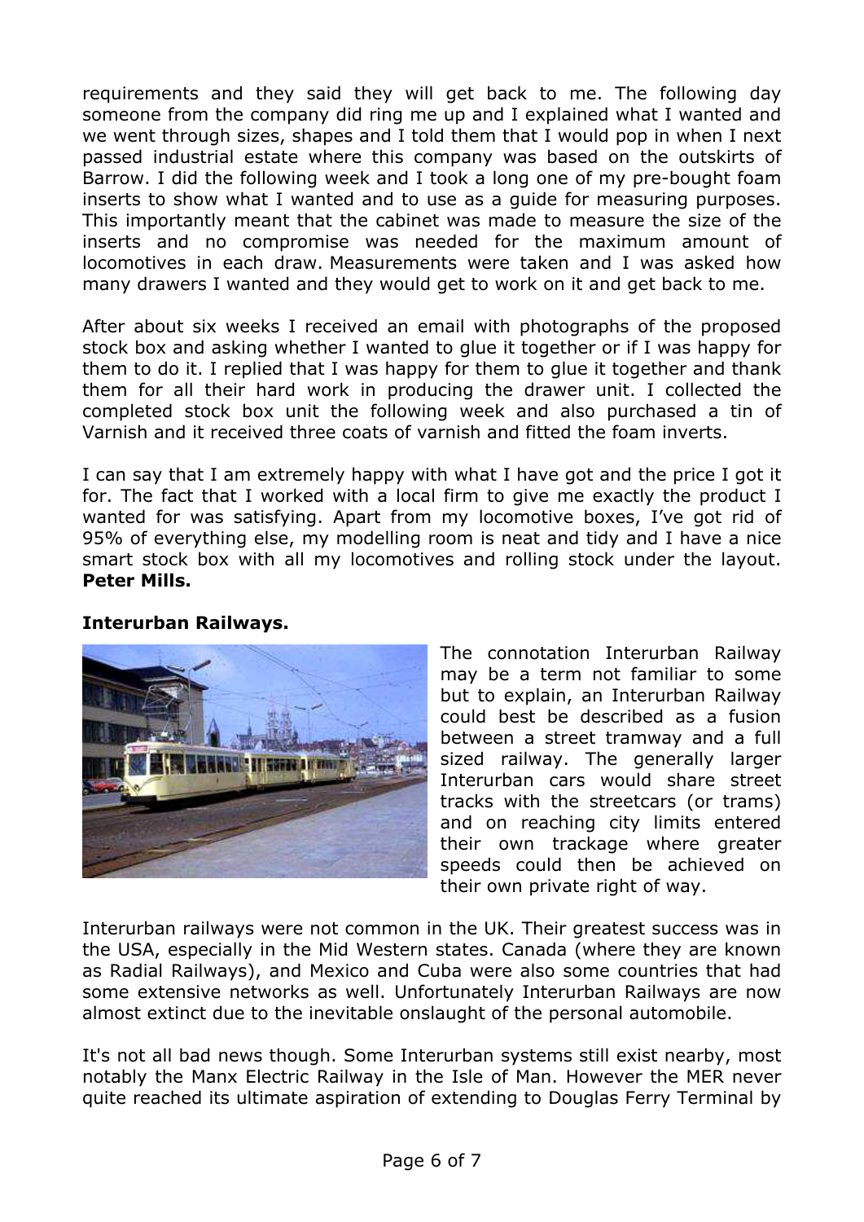requirements and they said they will get back to me. The following day someone from the company did ring me up and I explained what I wanted and we went through sizes, shapes and I told them that I would pop in when I next passed industrial estate where this company was based on the outskirts of Barrow. I did the following week and I took a long one of my pre-bought foam inserts to show what I wanted and to use as a guide for measuring purposes. This importantly meant that the cabinet was made to measure the size of the inserts and no compromise was needed for the maximum amount of locomotives in each draw. Measurements were taken and I was asked how many drawers I wanted and they would get to work on it and get back to me.

After about six weeks I received an email with photographs of the proposed stock box and asking whether I wanted to glue it together or if I was happy for them to do it. I replied that I was happy for them to glue it together and thank them for all their hard work in producing the drawer unit. I collected the completed stock box unit the following week and also purchased a tin of Varnish and it received three coats of varnish and fitted the foam inverts.

I can say that I am extremely happy with what I have got and the price I got it for. The fact that I worked with a local firm to give me exactly the product I wanted for was satisfying. Apart from my locomotive boxes, I've got rid of 95% of everything else, my modelling room is neat and tidy and I have a nice smart stock box with all my locomotives and rolling stock under the layout. **Peter Mills.**

**Interurban Railways.**

The connotation Interurban Railway may be a term not familiar to some but to explain, an Interurban Railway could best be described as a fusion between a street tramway and a full sized railway. The generally larger Interurban cars would share street tracks with the streetcars (or trams) and on reaching city limits entered their own trackage where greater speeds could then be achieved on their own private right of way.

Interurban railways were not common in the UK. Their greatest success was in the USA, especially in the Mid Western states. Canada (where they are known as Radial Railways), and Mexico and Cuba were also some countries that had some extensive networks as well. Unfortunately Interurban Railways are now almost extinct due to the inevitable onslaught of the personal automobile.

It's not all bad news though. Some Interurban systems still exist nearby, most notably the Manx Electric Railway in the Isle of Man. However the MER never quite reached its ultimate aspiration of extending to Douglas Ferry Terminal by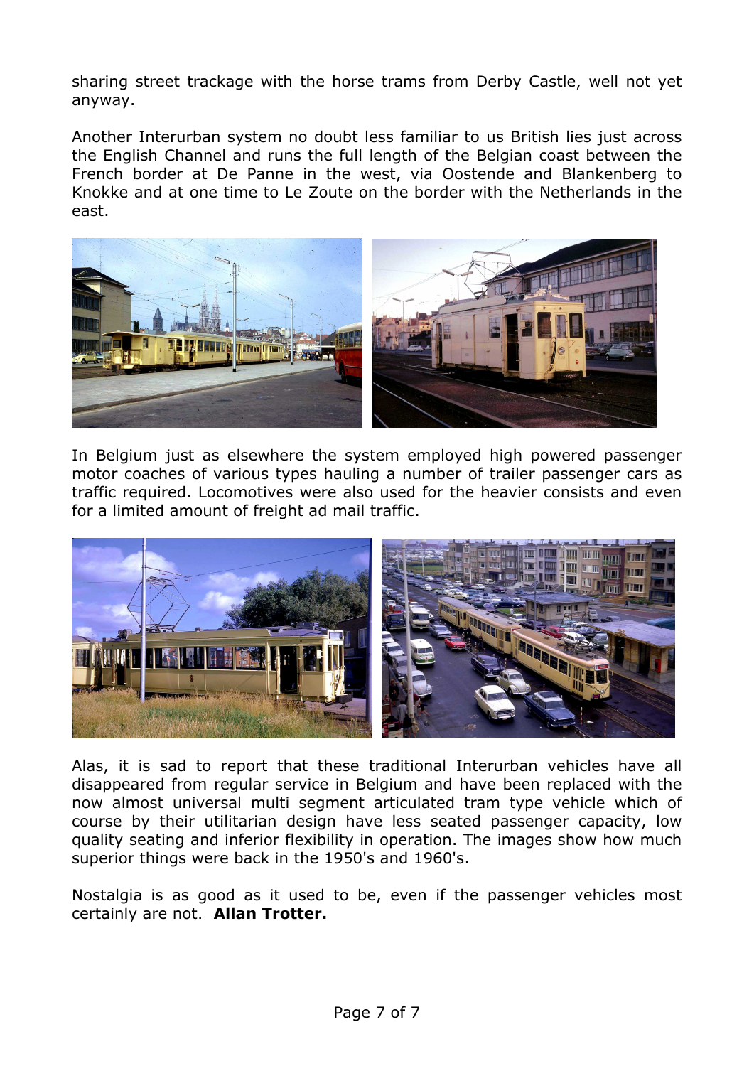sharing street trackage with the horse trams from Derby Castle, well not yet anyway.

Another Interurban system no doubt less familiar to us British lies just across the English Channel and runs the full length of the Belgian coast between the French border at De Panne in the west, via Oostende and Blankenberg to Knokke and at one time to Le Zoute on the border with the Netherlands in the east.

In Belgium just as elsewhere the system employed high powered passenger motor coaches of various types hauling a number of trailer passenger cars as traffic required. Locomotives were also used for the heavier consists and even for a limited amount of freight ad mail traffic.

Alas, it is sad to report that these traditional Interurban vehicles have all disappeared from regular service in Belgium and have been replaced with the now almost universal multi segment articulated tram type vehicle which of course by their utilitarian design have less seated passenger capacity, low quality seating and inferior flexibility in operation. The images show how much superior things were back in the 1950's and 1960's.

Nostalgia is as good as it used to be, even if the passenger vehicles most certainly are not. **Allan Trotter.**